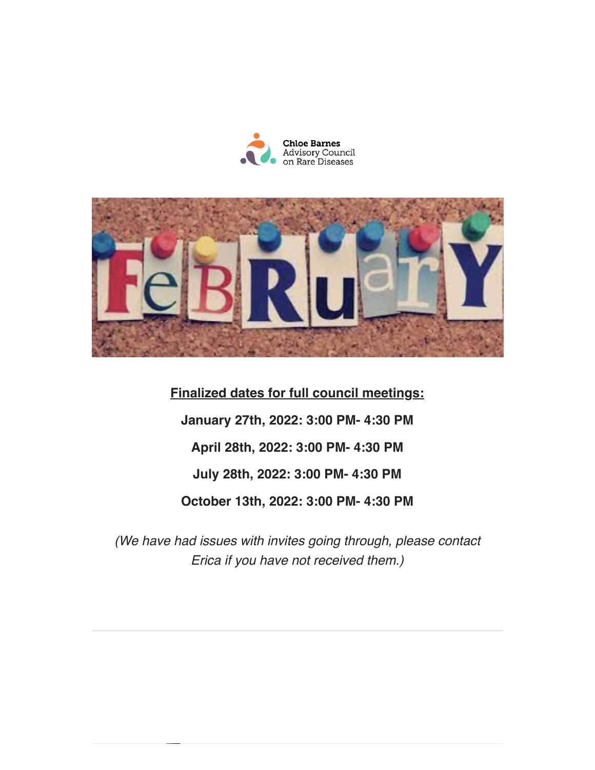Chloe Barnes Advisory Council on Rare Diseases

FEBRUARY

**Finalized dates for full council meetings:**

**January 27th, 2022: 3:00 PM- 4:30 PM**

**April 28th, 2022: 3:00 PM- 4:30 PM**

**July 28th, 2022: 3:00 PM- 4:30 PM**

**October 13th, 2022: 3:00 PM- 4:30 PM**

*(We have had issues with invites going through, please contact Erica if you have not received them.)*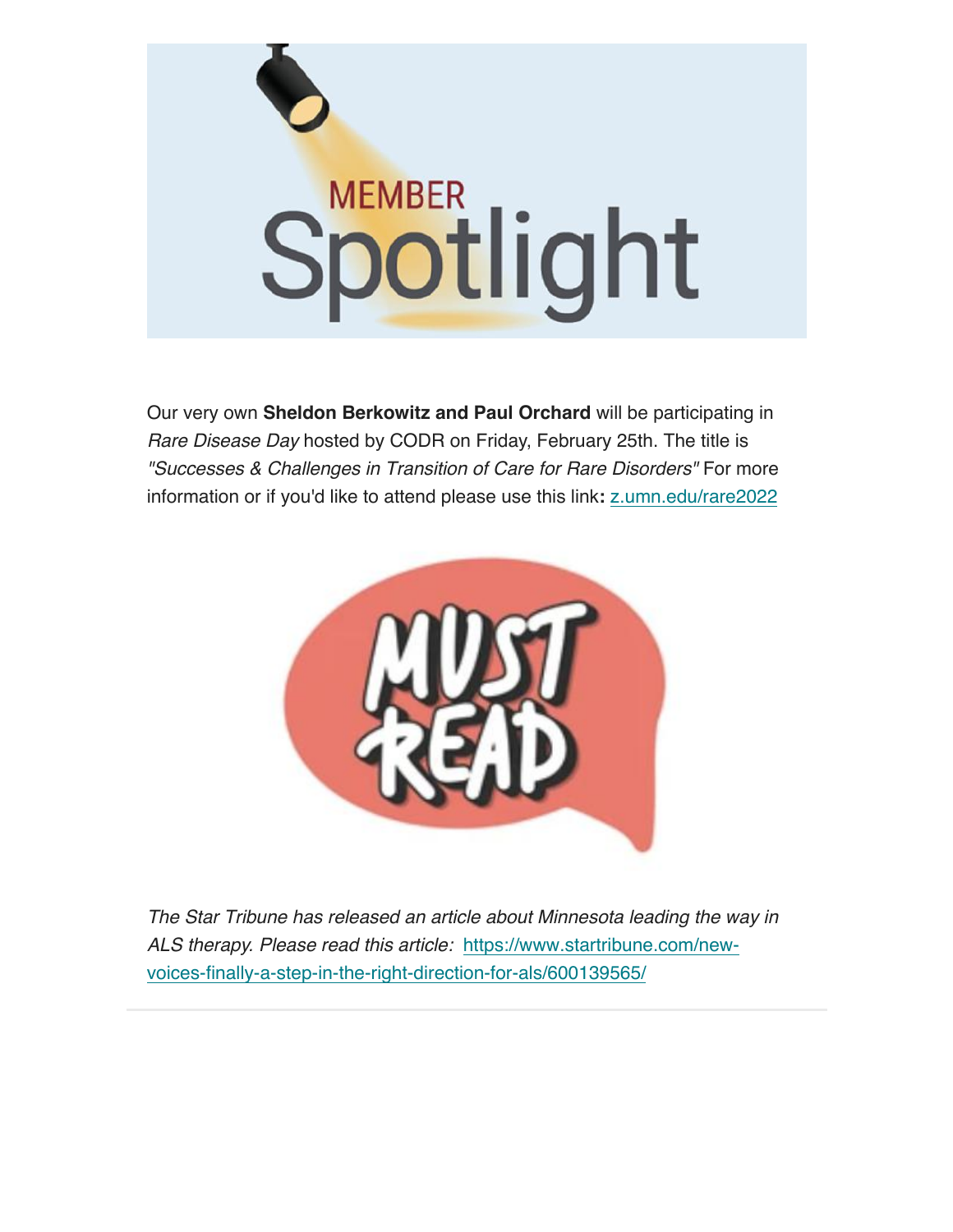# MEMBER Spotlight

Our very own **Sheldon Berkowitz and Paul Orchard** will be participating in *Rare Disease Day* hosted by CODR on Friday, February 25th. The title is *"Successes & Challenges in Transition of Care for Rare Disorders"* For more information or if you'd like to attend please use this link**:** [z.umn.edu/rare2022](z.umn.edu/rare2022)

## MUST READ

*The Star Tribune has released an article about Minnesota leading the way in ALS therapy. Please read this article:* [https://www.startribune.com/new-voices-finally-a-step-in-the-right-direction-for-als/600139565/](https://www.startribune.com/new-voices-finally-a-step-in-the-right-direction-for-als/600139565/)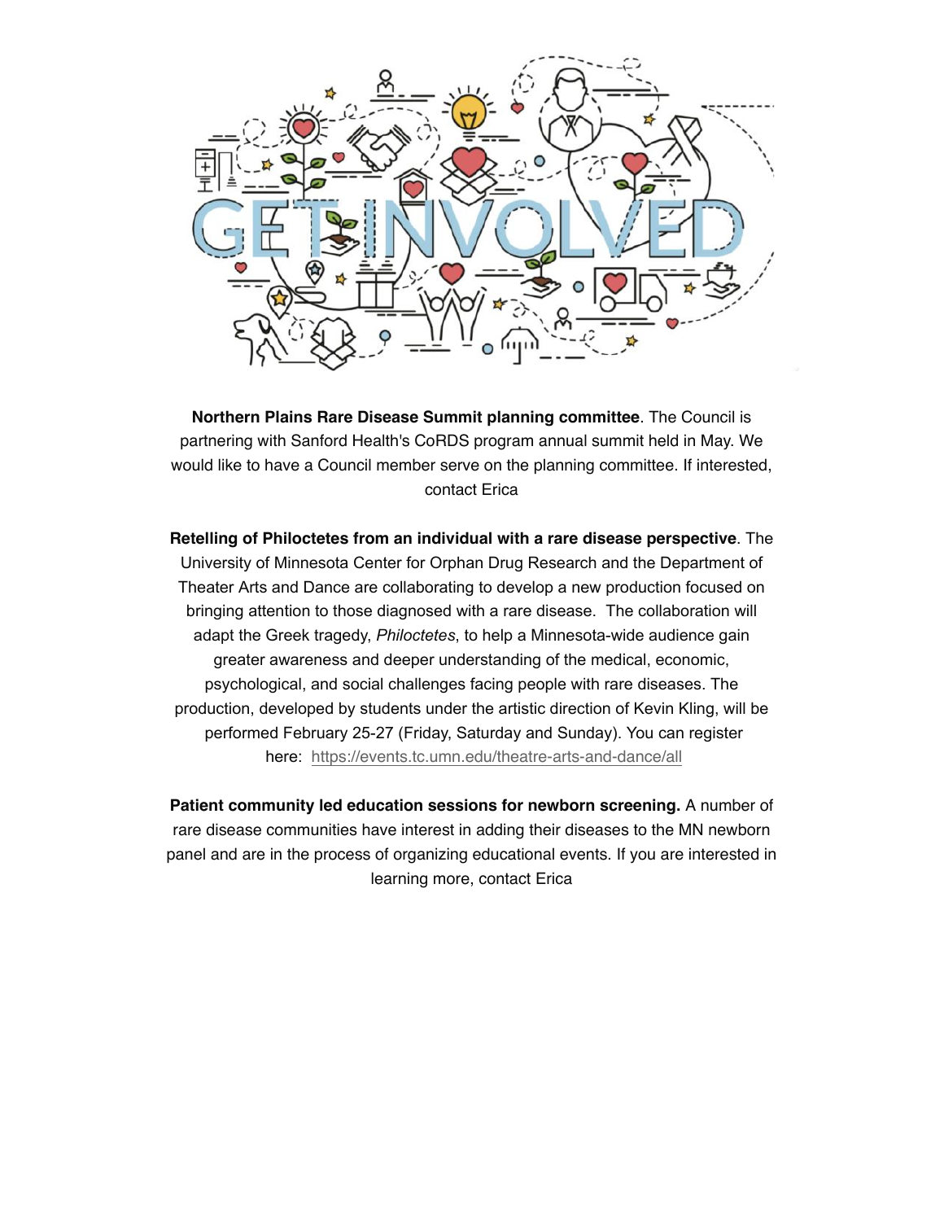**Northern Plains Rare Disease Summit planning committee**. The Council is partnering with Sanford Health's CoRDS program annual summit held in May. We would like to have a Council member serve on the planning committee. If interested, contact Erica

**Retelling of Philoctetes from an individual with a rare disease perspective**. The University of Minnesota Center for Orphan Drug Research and the Department of Theater Arts and Dance are collaborating to develop a new production focused on bringing attention to those diagnosed with a rare disease. The collaboration will adapt the Greek tragedy, *Philoctetes*, to help a Minnesota-wide audience gain greater awareness and deeper understanding of the medical, economic, psychological, and social challenges facing people with rare diseases. The production, developed by students under the artistic direction of Kevin Kling, will be performed February 25-27 (Friday, Saturday and Sunday). You can register here: https://events.tc.umn.edu/theatre-arts-and-dance/all

**Patient community led education sessions for newborn screening.** A number of rare disease communities have interest in adding their diseases to the MN newborn panel and are in the process of organizing educational events. If you are interested in learning more, contact Erica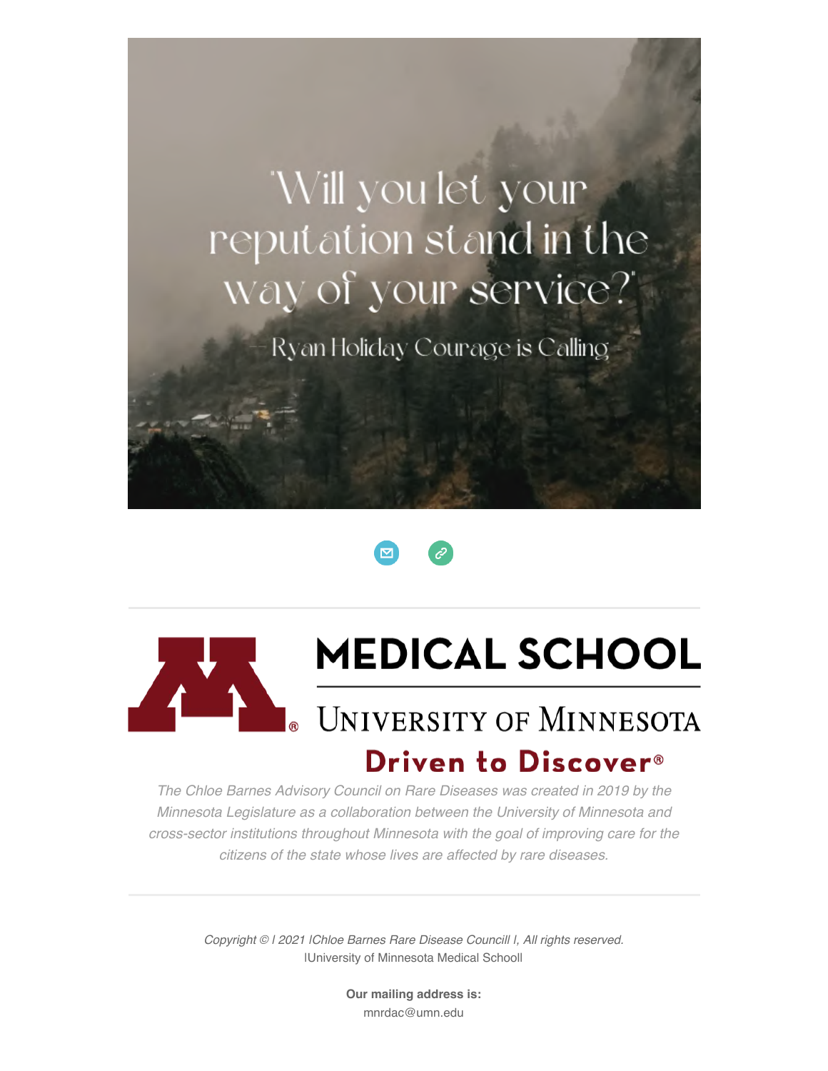"Will you let your reputation stand in the way of your service?"

— Ryan Holiday Courage is Calling

MEDICAL SCHOOL

UNIVERSITY OF MINNESOTA

Driven to Discover®

*The Chloe Barnes Advisory Council on Rare Diseases was created in 2019 by the Minnesota Legislature as a collaboration between the University of Minnesota and cross-sector institutions throughout Minnesota with the goal of improving care for the citizens of the state whose lives are affected by rare diseases.*

---

*Copyright © | 2021 |Chloe Barnes Rare Disease Councill |, All rights reserved.*
|University of Minnesota Medical Schooll

**Our mailing address is:**
mnrdac@umn.edu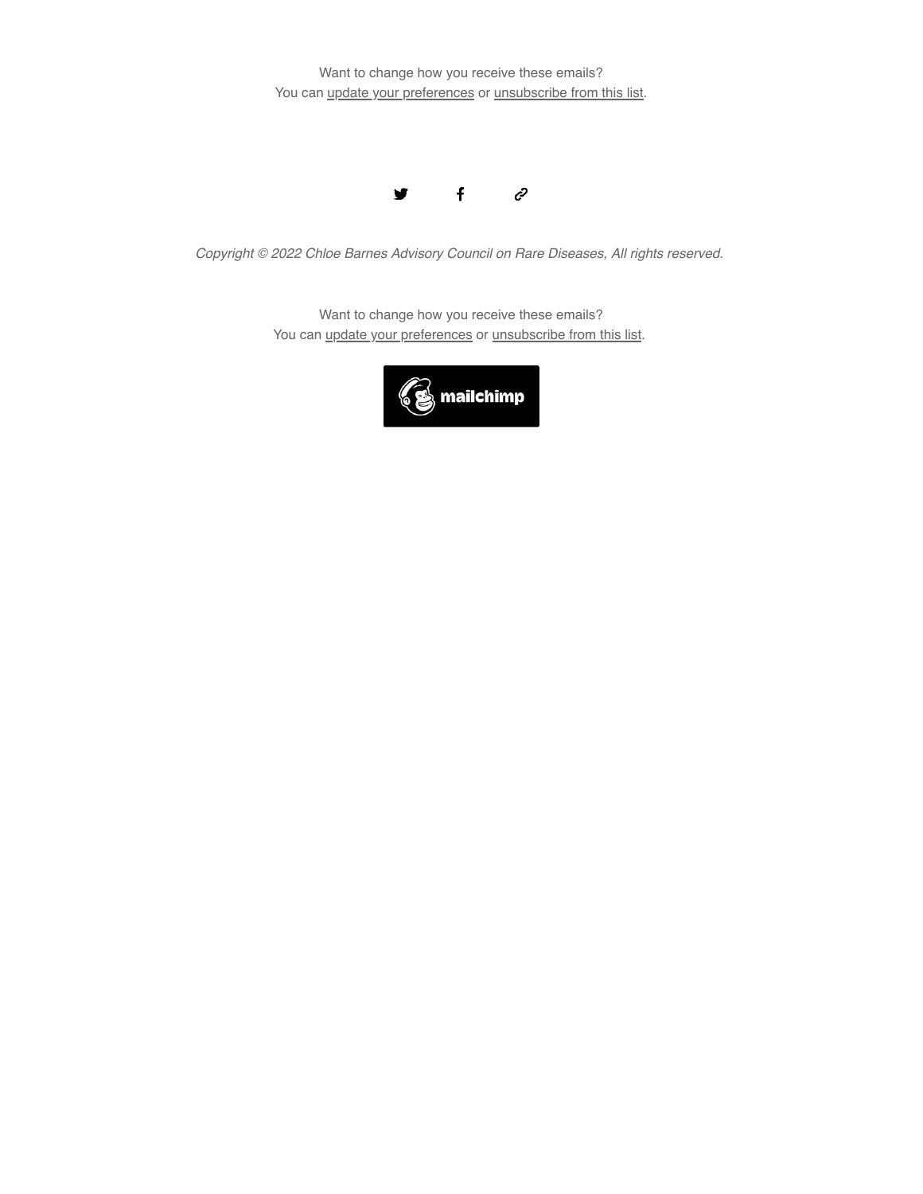Want to change how you receive these emails?
You can update your preferences or unsubscribe from this list.

*Copyright © 2022 Chloe Barnes Advisory Council on Rare Diseases, All rights reserved.*

Want to change how you receive these emails?
You can update your preferences or unsubscribe from this list.